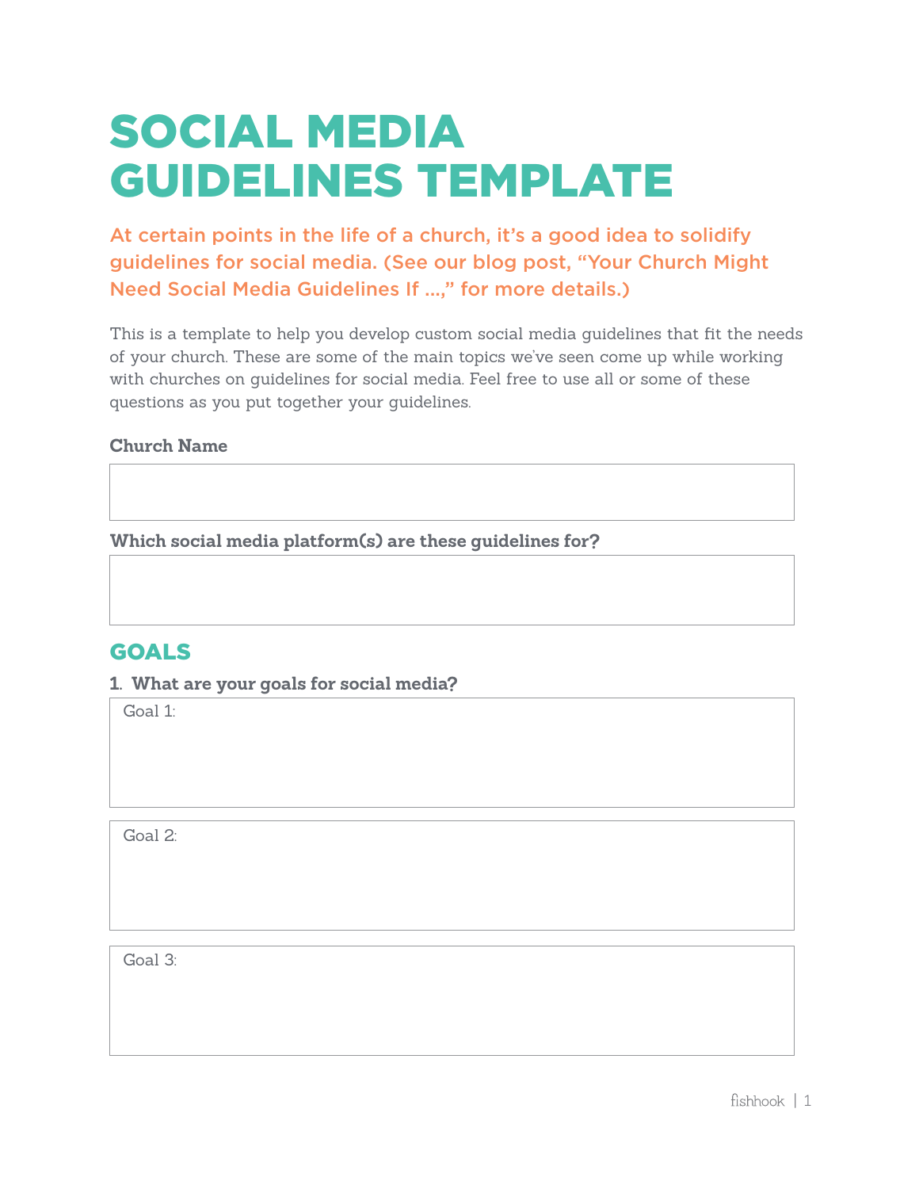# SOCIAL MEDIA GUIDELINES TEMPLATE

**At certain points in the life of a church, it's a good idea to solidify guidelines for social media. (See our blog post, "Your Church Might Need Social Media Guidelines If ...," for more details.)**

This is a template to help you develop custom social media guidelines that fit the needs of your church. These are some of the main topics we've seen come up while working with churches on guidelines for social media. Feel free to use all or some of these questions as you put together your guidelines.

**Church Name**

**Which social media platform(s) are these guidelines for?**

## GOALS

**1. What are your goals for social media?**

Goal 1:

Goal 2:

Goal 3: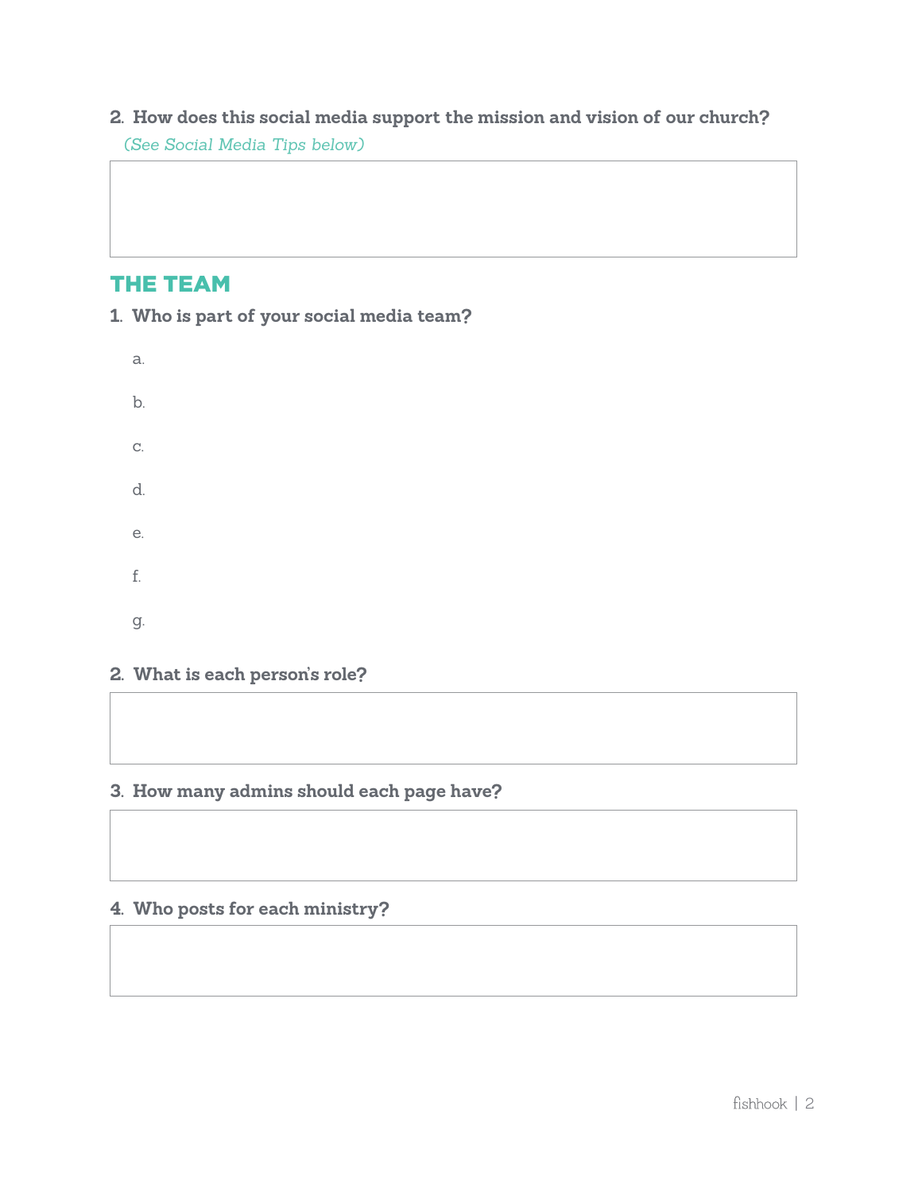2. **How does this social media support the mission and vision of our church?**
   *(See Social Media Tips below)*

## THE TEAM

1. **Who is part of your social media team?**

   a.

   b.

   c.

   d.

   e.

   f.

   g.

2. **What is each person's role?**

3. **How many admins should each page have?**

4. **Who posts for each ministry?**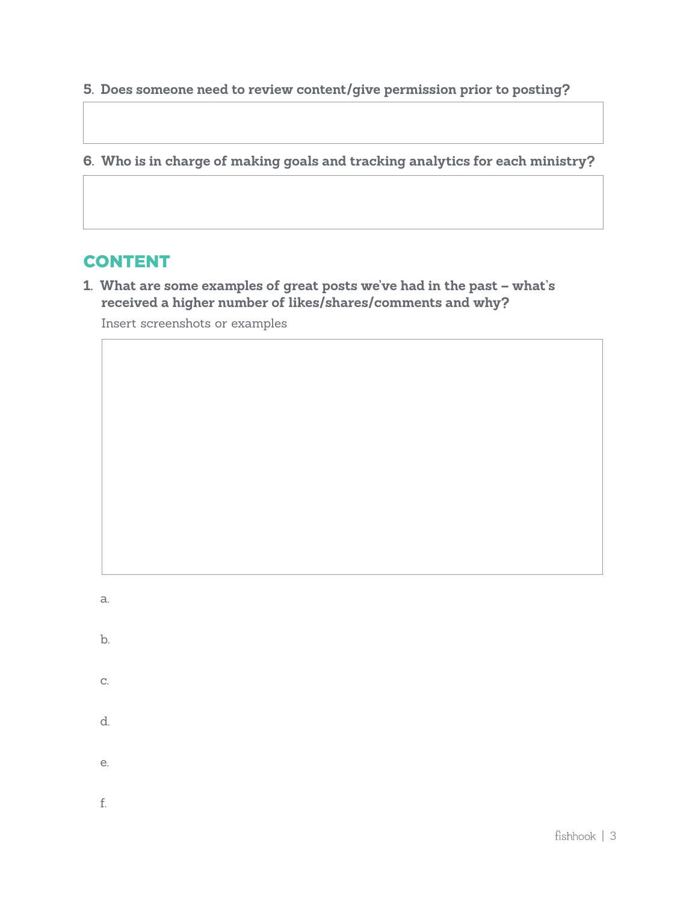5. **Does someone need to review content/give permission prior to posting?**

6. **Who is in charge of making goals and tracking analytics for each ministry?**

## CONTENT

1. **What are some examples of great posts we've had in the past – what's received a higher number of likes/shares/comments and why?**

   Insert screenshots or examples

   a.

   b.

   c.

   d.

   e.

   f.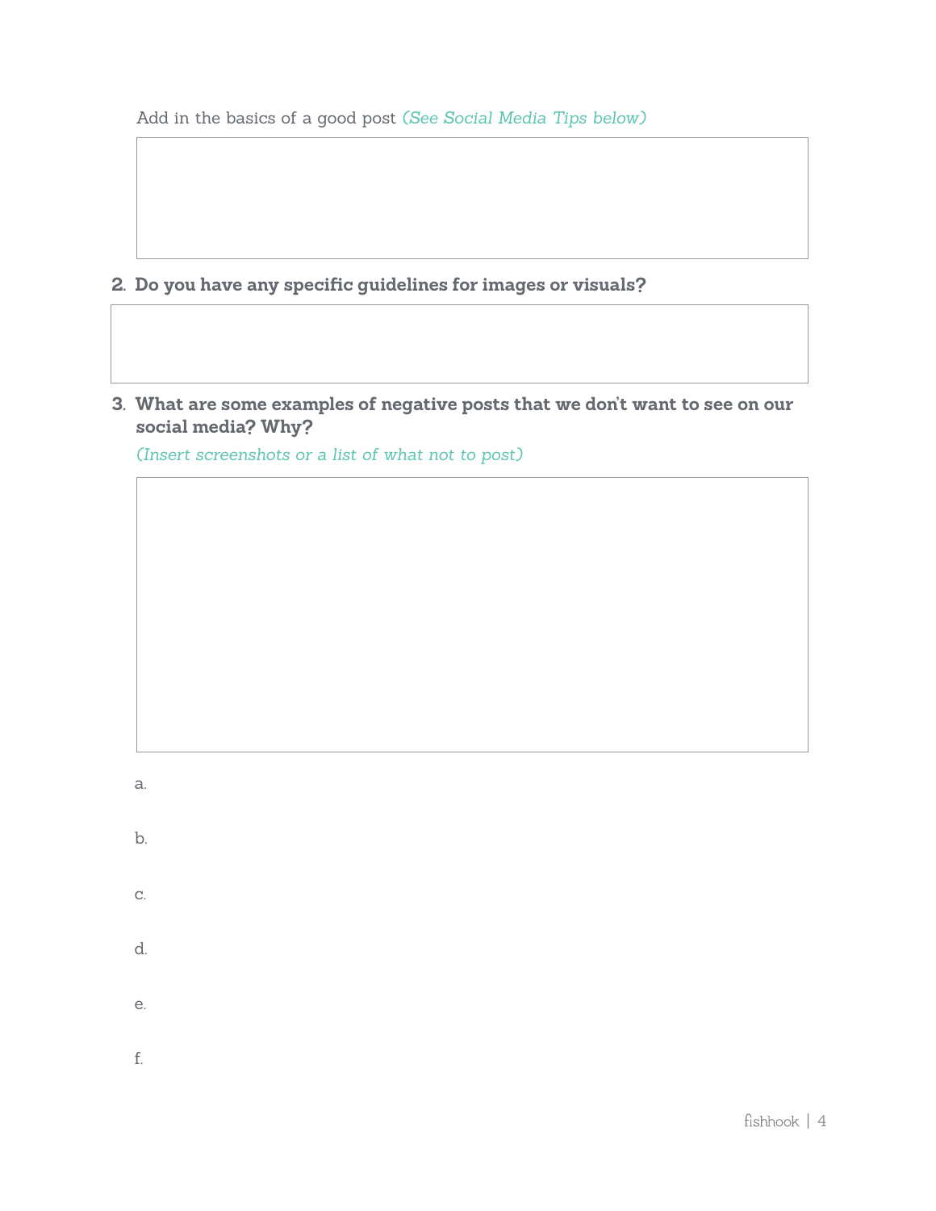Add in the basics of a good post *(See Social Media Tips below)*

2. **Do you have any specific guidelines for images or visuals?**

3. **What are some examples of negative posts that we don't want to see on our social media? Why?**

   *(Insert screenshots or a list of what not to post)*

   a.

   b.

   c.

   d.

   e.

   f.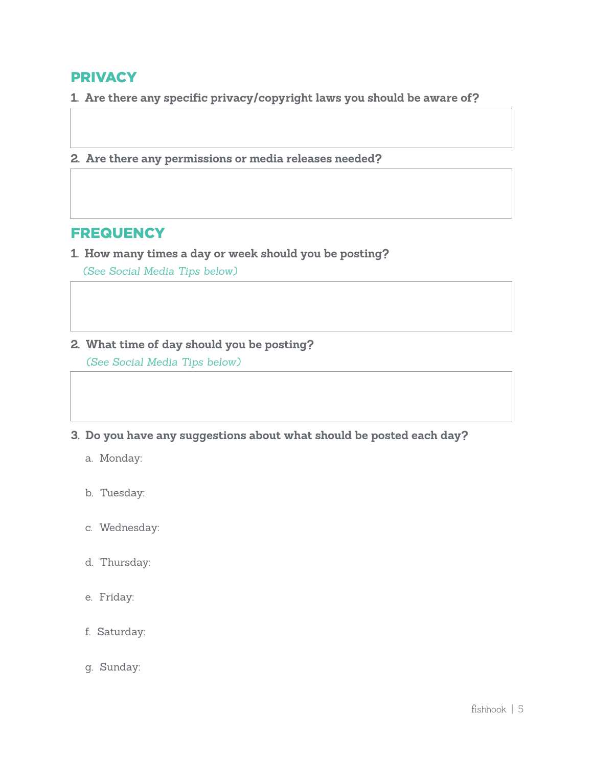## PRIVACY

1. **Are there any specific privacy/copyright laws you should be aware of?**

2. **Are there any permissions or media releases needed?**

## FREQUENCY

1. **How many times a day or week should you be posting?**

   *(See Social Media Tips below)*

2. **What time of day should you be posting?**

   *(See Social Media Tips below)*

3. **Do you have any suggestions about what should be posted each day?**

   a. Monday:

   b. Tuesday:

   c. Wednesday:

   d. Thursday:

   e. Friday:

   f. Saturday:

   g. Sunday: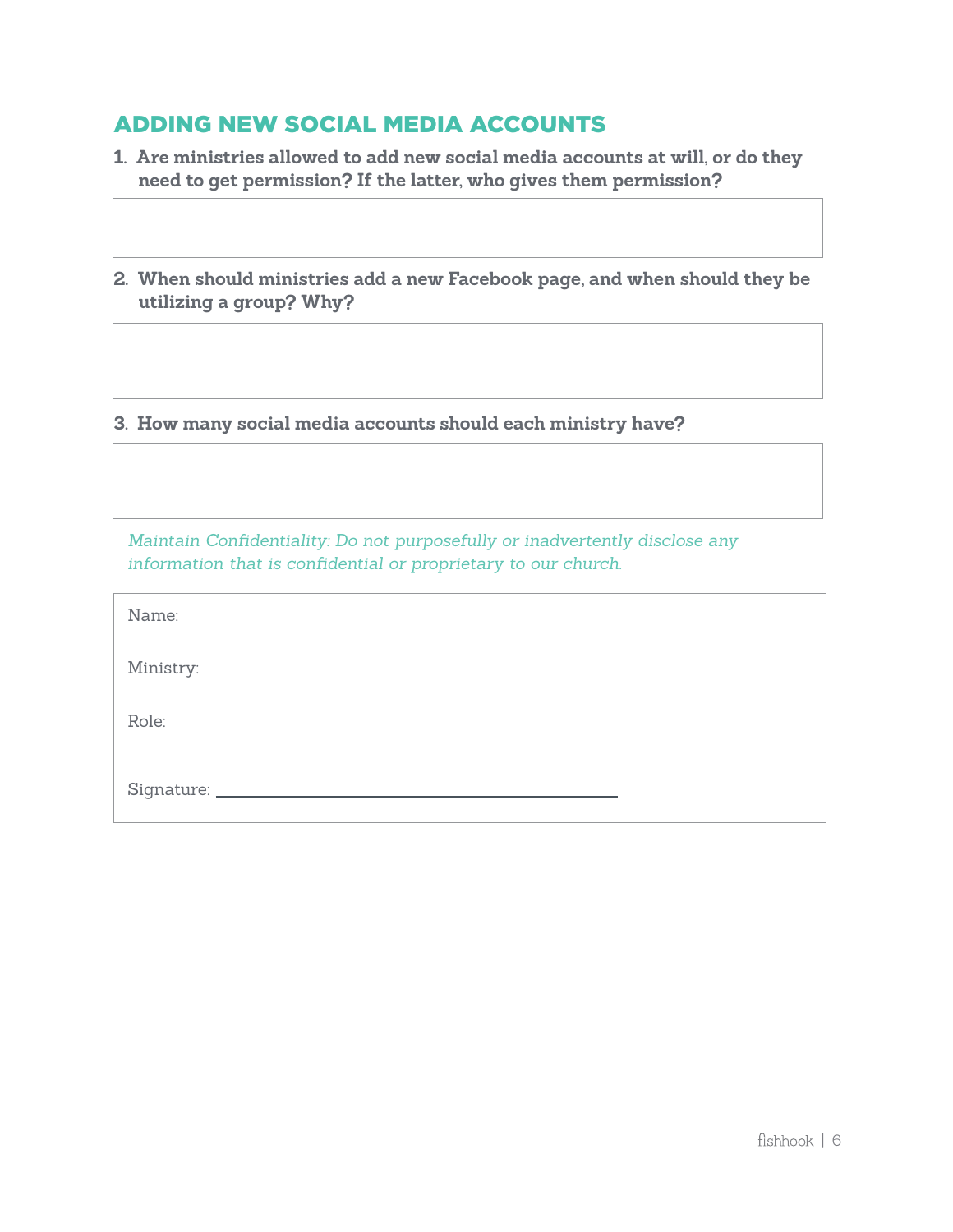## ADDING NEW SOCIAL MEDIA ACCOUNTS

1. **Are ministries allowed to add new social media accounts at will, or do they need to get permission? If the latter, who gives them permission?**

2. **When should ministries add a new Facebook page, and when should they be utilizing a group? Why?**

3. **How many social media accounts should each ministry have?**

*Maintain Confidentiality: Do not purposefully or inadvertently disclose any information that is confidential or proprietary to our church.*

Name:

Ministry:

Role:

Signature: ______________________________________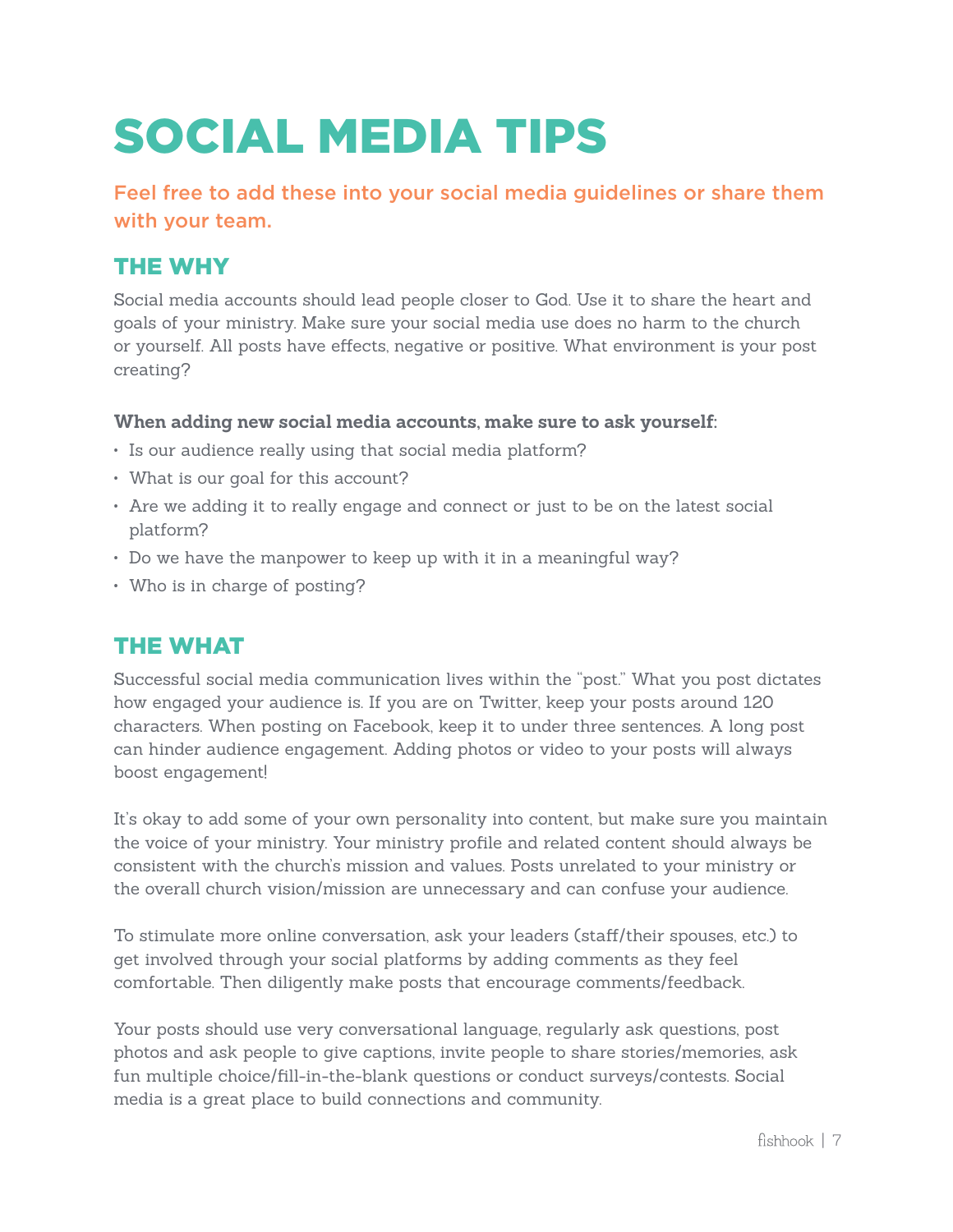# SOCIAL MEDIA TIPS

**Feel free to add these into your social media guidelines or share them with your team.**

## THE WHY

Social media accounts should lead people closer to God. Use it to share the heart and goals of your ministry. Make sure your social media use does no harm to the church or yourself. All posts have effects, negative or positive. What environment is your post creating?

**When adding new social media accounts, make sure to ask yourself:**

- Is our audience really using that social media platform?
- What is our goal for this account?
- Are we adding it to really engage and connect or just to be on the latest social platform?
- Do we have the manpower to keep up with it in a meaningful way?
- Who is in charge of posting?

## THE WHAT

Successful social media communication lives within the "post." What you post dictates how engaged your audience is. If you are on Twitter, keep your posts around 120 characters. When posting on Facebook, keep it to under three sentences. A long post can hinder audience engagement. Adding photos or video to your posts will always boost engagement!

It's okay to add some of your own personality into content, but make sure you maintain the voice of your ministry. Your ministry profile and related content should always be consistent with the church's mission and values. Posts unrelated to your ministry or the overall church vision/mission are unnecessary and can confuse your audience.

To stimulate more online conversation, ask your leaders (staff/their spouses, etc.) to get involved through your social platforms by adding comments as they feel comfortable. Then diligently make posts that encourage comments/feedback.

Your posts should use very conversational language, regularly ask questions, post photos and ask people to give captions, invite people to share stories/memories, ask fun multiple choice/fill-in-the-blank questions or conduct surveys/contests. Social media is a great place to build connections and community.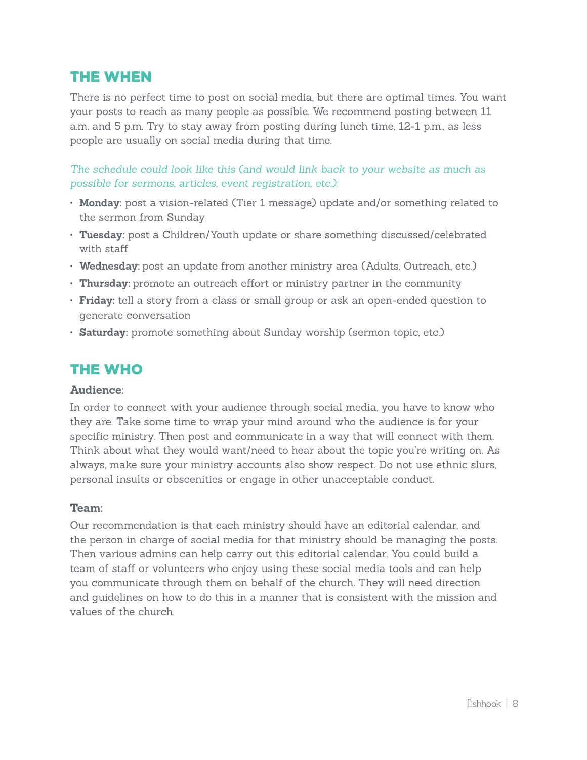## THE WHEN

There is no perfect time to post on social media, but there are optimal times. You want your posts to reach as many people as possible. We recommend posting between 11 a.m. and 5 p.m. Try to stay away from posting during lunch time, 12-1 p.m., as less people are usually on social media during that time.

*The schedule could look like this (and would link back to your website as much as possible for sermons, articles, event registration, etc.):*

- **Monday:** post a vision-related (Tier 1 message) update and/or something related to the sermon from Sunday
- **Tuesday:** post a Children/Youth update or share something discussed/celebrated with staff
- **Wednesday:** post an update from another ministry area (Adults, Outreach, etc.)
- **Thursday:** promote an outreach effort or ministry partner in the community
- **Friday:** tell a story from a class or small group or ask an open-ended question to generate conversation
- **Saturday:** promote something about Sunday worship (sermon topic, etc.)

## THE WHO

**Audience:**

In order to connect with your audience through social media, you have to know who they are. Take some time to wrap your mind around who the audience is for your specific ministry. Then post and communicate in a way that will connect with them. Think about what they would want/need to hear about the topic you're writing on. As always, make sure your ministry accounts also show respect. Do not use ethnic slurs, personal insults or obscenities or engage in other unacceptable conduct.

**Team:**

Our recommendation is that each ministry should have an editorial calendar, and the person in charge of social media for that ministry should be managing the posts. Then various admins can help carry out this editorial calendar. You could build a team of staff or volunteers who enjoy using these social media tools and can help you communicate through them on behalf of the church. They will need direction and guidelines on how to do this in a manner that is consistent with the mission and values of the church.